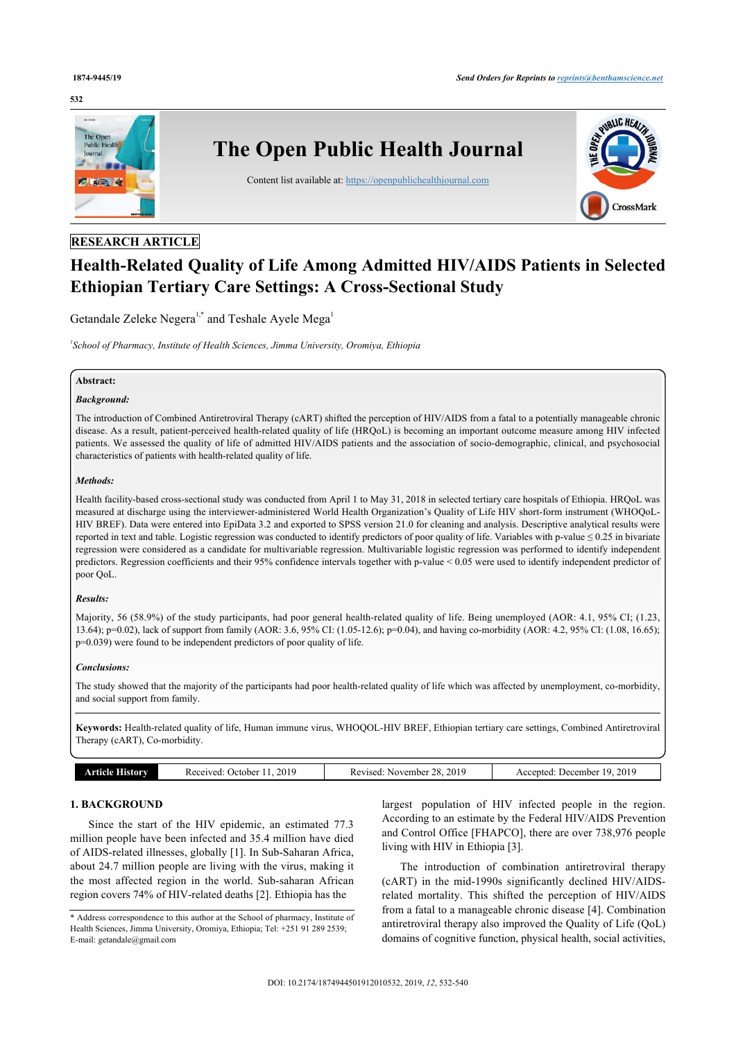RESEARCH ARTICLE

# Health-Related Quality of Life Among Admitted HIV/AIDS Patients in Selected Ethiopian Tertiary Care Settings: A Cross-Sectional Study

Getandale Zeleke Negera[1,*] and Teshale Ayele Mega[1]

[1]*School of Pharmacy, Institute of Health Sciences, Jimma University, Oromiya, Ethiopia*

**Abstract:**

***Background:***

The introduction of Combined Antiretroviral Therapy (cART) shifted the perception of HIV/AIDS from a fatal to a potentially manageable chronic disease. As a result, patient-perceived health-related quality of life (HRQoL) is becoming an important outcome measure among HIV infected patients. We assessed the quality of life of admitted HIV/AIDS patients and the association of socio-demographic, clinical, and psychosocial characteristics of patients with health-related quality of life.

***Methods:***

Health facility-based cross-sectional study was conducted from April 1 to May 31, 2018 in selected tertiary care hospitals of Ethiopia. HRQoL was measured at discharge using the interviewer-administered World Health Organization's Quality of Life HIV short-form instrument (WHOQoL-HIV BREF). Data were entered into EpiData 3.2 and exported to SPSS version 21.0 for cleaning and analysis. Descriptive analytical results were reported in text and table. Logistic regression was conducted to identify predictors of poor quality of life. Variables with p-value ≤ 0.25 in bivariate regression were considered as a candidate for multivariable regression. Multivariable logistic regression was performed to identify independent predictors. Regression coefficients and their 95% confidence intervals together with p-value < 0.05 were used to identify independent predictor of poor QoL.

***Results:***

Majority, 56 (58.9%) of the study participants, had poor general health-related quality of life. Being unemployed (AOR: 4.1, 95% CI; (1.23, 13.64); p=0.02), lack of support from family (AOR: 3.6, 95% CI: (1.05-12.6); p=0.04), and having co-morbidity (AOR: 4.2, 95% CI: (1.08, 16.65); p=0.039) were found to be independent predictors of poor quality of life.

***Conclusions:***

The study showed that the majority of the participants had poor health-related quality of life which was affected by unemployment, co-morbidity, and social support from family.

**Keywords:** Health-related quality of life, Human immune virus, WHOQOL-HIV BREF, Ethiopian tertiary care settings, Combined Antiretroviral Therapy (cART), Co-morbidity.

| Article History | Received: October 11, 2019 | Revised: November 28, 2019 | Accepted: December 19, 2019 |
|---|---|---|---|

## 1. BACKGROUND

Since the start of the HIV epidemic, an estimated 77.3 million people have been infected and 35.4 million have died of AIDS-related illnesses, globally [1]. In Sub-Saharan Africa, about 24.7 million people are living with the virus, making it the most affected region in the world. Sub-saharan African region covers 74% of HIV-related deaths [2]. Ethiopia has the largest population of HIV infected people in the region. According to an estimate by the Federal HIV/AIDS Prevention and Control Office [FHAPCO], there are over 738,976 people living with HIV in Ethiopia [3].

The introduction of combination antiretroviral therapy (cART) in the mid-1990s significantly declined HIV/AIDS-related mortality. This shifted the perception of HIV/AIDS from a fatal to a manageable chronic disease [4]. Combination antiretroviral therapy also improved the Quality of Life (QoL) domains of cognitive function, physical health, social activities,

\* Address correspondence to this author at the School of pharmacy, Institute of Health Sciences, Jimma University, Oromiya, Ethiopia; Tel: +251 91 289 2539; E-mail: getandale@gmail.com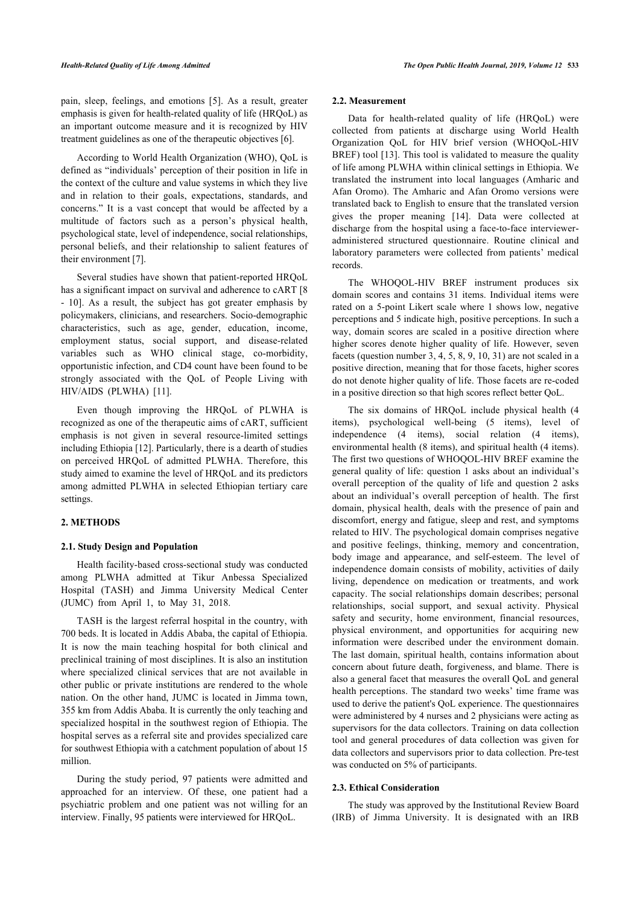pain, sleep, feelings, and emotions [5]. As a result, greater emphasis is given for health-related quality of life (HRQoL) as an important outcome measure and it is recognized by HIV treatment guidelines as one of the therapeutic objectives [6].

According to World Health Organization (WHO), QoL is defined as "individuals' perception of their position in life in the context of the culture and value systems in which they live and in relation to their goals, expectations, standards, and concerns." It is a vast concept that would be affected by a multitude of factors such as a person's physical health, psychological state, level of independence, social relationships, personal beliefs, and their relationship to salient features of their environment [7].

Several studies have shown that patient-reported HRQoL has a significant impact on survival and adherence to cART [8 - 10]. As a result, the subject has got greater emphasis by policymakers, clinicians, and researchers. Socio-demographic characteristics, such as age, gender, education, income, employment status, social support, and disease-related variables such as WHO clinical stage, co-morbidity, opportunistic infection, and CD4 count have been found to be strongly associated with the QoL of People Living with HIV/AIDS (PLWHA) [11].

Even though improving the HRQoL of PLWHA is recognized as one of the therapeutic aims of cART, sufficient emphasis is not given in several resource-limited settings including Ethiopia [12]. Particularly, there is a dearth of studies on perceived HRQoL of admitted PLWHA. Therefore, this study aimed to examine the level of HRQoL and its predictors among admitted PLWHA in selected Ethiopian tertiary care settings.

## 2. METHODS

### 2.1. Study Design and Population

Health facility-based cross-sectional study was conducted among PLWHA admitted at Tikur Anbessa Specialized Hospital (TASH) and Jimma University Medical Center (JUMC) from April 1, to May 31, 2018.

TASH is the largest referral hospital in the country, with 700 beds. It is located in Addis Ababa, the capital of Ethiopia. It is now the main teaching hospital for both clinical and preclinical training of most disciplines. It is also an institution where specialized clinical services that are not available in other public or private institutions are rendered to the whole nation. On the other hand, JUMC is located in Jimma town, 355 km from Addis Ababa. It is currently the only teaching and specialized hospital in the southwest region of Ethiopia. The hospital serves as a referral site and provides specialized care for southwest Ethiopia with a catchment population of about 15 million.

During the study period, 97 patients were admitted and approached for an interview. Of these, one patient had a psychiatric problem and one patient was not willing for an interview. Finally, 95 patients were interviewed for HRQoL.

### 2.2. Measurement

Data for health-related quality of life (HRQoL) were collected from patients at discharge using World Health Organization QoL for HIV brief version (WHOQoL-HIV BREF) tool [13]. This tool is validated to measure the quality of life among PLWHA within clinical settings in Ethiopia. We translated the instrument into local languages (Amharic and Afan Oromo). The Amharic and Afan Oromo versions were translated back to English to ensure that the translated version gives the proper meaning [14]. Data were collected at discharge from the hospital using a face-to-face interviewer-administered structured questionnaire. Routine clinical and laboratory parameters were collected from patients' medical records.

The WHOQOL-HIV BREF instrument produces six domain scores and contains 31 items. Individual items were rated on a 5-point Likert scale where 1 shows low, negative perceptions and 5 indicate high, positive perceptions. In such a way, domain scores are scaled in a positive direction where higher scores denote higher quality of life. However, seven facets (question number 3, 4, 5, 8, 9, 10, 31) are not scaled in a positive direction, meaning that for those facets, higher scores do not denote higher quality of life. Those facets are re-coded in a positive direction so that high scores reflect better QoL.

The six domains of HRQoL include physical health (4 items), psychological well-being (5 items), level of independence (4 items), social relation (4 items), environmental health (8 items), and spiritual health (4 items). The first two questions of WHOQOL-HIV BREF examine the general quality of life: question 1 asks about an individual's overall perception of the quality of life and question 2 asks about an individual's overall perception of health. The first domain, physical health, deals with the presence of pain and discomfort, energy and fatigue, sleep and rest, and symptoms related to HIV. The psychological domain comprises negative and positive feelings, thinking, memory and concentration, body image and appearance, and self-esteem. The level of independence domain consists of mobility, activities of daily living, dependence on medication or treatments, and work capacity. The social relationships domain describes; personal relationships, social support, and sexual activity. Physical safety and security, home environment, financial resources, physical environment, and opportunities for acquiring new information were described under the environment domain. The last domain, spiritual health, contains information about concern about future death, forgiveness, and blame. There is also a general facet that measures the overall QoL and general health perceptions. The standard two weeks' time frame was used to derive the patient's QoL experience. The questionnaires were administered by 4 nurses and 2 physicians were acting as supervisors for the data collectors. Training on data collection tool and general procedures of data collection was given for data collectors and supervisors prior to data collection. Pre-test was conducted on 5% of participants.

### 2.3. Ethical Consideration

The study was approved by the Institutional Review Board (IRB) of Jimma University. It is designated with an IRB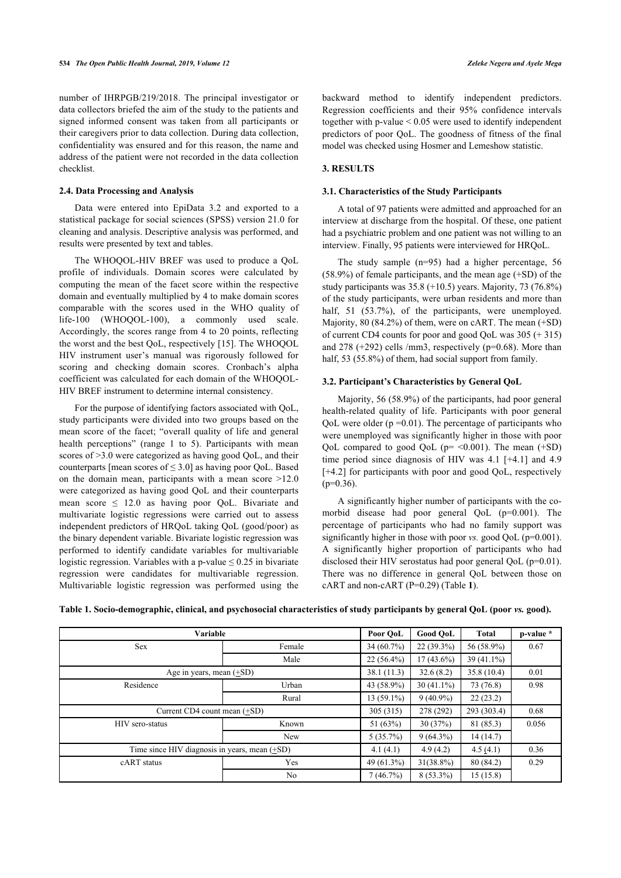number of IHRPGB/219/2018. The principal investigator or data collectors briefed the aim of the study to the patients and signed informed consent was taken from all participants or their caregivers prior to data collection. During data collection, confidentiality was ensured and for this reason, the name and address of the patient were not recorded in the data collection checklist.

### 2.4. Data Processing and Analysis

Data were entered into EpiData 3.2 and exported to a statistical package for social sciences (SPSS) version 21.0 for cleaning and analysis. Descriptive analysis was performed, and results were presented by text and tables.

The WHOQOL-HIV BREF was used to produce a QoL profile of individuals. Domain scores were calculated by computing the mean of the facet score within the respective domain and eventually multiplied by 4 to make domain scores comparable with the scores used in the WHO quality of life-100 (WHOQOL-100), a commonly used scale. Accordingly, the scores range from 4 to 20 points, reflecting the worst and the best QoL, respectively [15]. The WHOQOL HIV instrument user's manual was rigorously followed for scoring and checking domain scores. Cronbach's alpha coefficient was calculated for each domain of the WHOQOL-HIV BREF instrument to determine internal consistency.

For the purpose of identifying factors associated with QoL, study participants were divided into two groups based on the mean score of the facet; "overall quality of life and general health perceptions" (range 1 to 5). Participants with mean scores of >3.0 were categorized as having good QoL, and their counterparts [mean scores of ≤ 3.0] as having poor QoL. Based on the domain mean, participants with a mean score >12.0 were categorized as having good QoL and their counterparts mean score ≤ 12.0 as having poor QoL. Bivariate and multivariate logistic regressions were carried out to assess independent predictors of HRQoL taking QoL (good/poor) as the binary dependent variable. Bivariate logistic regression was performed to identify candidate variables for multivariable logistic regression. Variables with a p-value ≤ 0.25 in bivariate regression were candidates for multivariable regression. Multivariable logistic regression was performed using the backward method to identify independent predictors. Regression coefficients and their 95% confidence intervals together with p-value < 0.05 were used to identify independent predictors of poor QoL. The goodness of fitness of the final model was checked using Hosmer and Lemeshow statistic.

## 3. RESULTS

### 3.1. Characteristics of the Study Participants

A total of 97 patients were admitted and approached for an interview at discharge from the hospital. Of these, one patient had a psychiatric problem and one patient was not willing to an interview. Finally, 95 patients were interviewed for HRQoL.

The study sample (n=95) had a higher percentage, 56 (58.9%) of female participants, and the mean age (+SD) of the study participants was 35.8 (+10.5) years. Majority, 73 (76.8%) of the study participants, were urban residents and more than half, 51 (53.7%), of the participants, were unemployed. Majority, 80 (84.2%) of them, were on cART. The mean (+SD) of current CD4 counts for poor and good QoL was 305 (+ 315) and 278 (+292) cells /mm3, respectively (p=0.68). More than half, 53 (55.8%) of them, had social support from family.

### 3.2. Participant's Characteristics by General QoL

Majority, 56 (58.9%) of the participants, had poor general health-related quality of life. Participants with poor general QoL were older (p =0.01). The percentage of participants who were unemployed was significantly higher in those with poor QoL compared to good QoL (p= <0.001). The mean (+SD) time period since diagnosis of HIV was 4.1 [+4.1] and 4.9 [+4.2] for participants with poor and good QoL, respectively (p=0.36).

A significantly higher number of participants with the co-morbid disease had poor general QoL (p=0.001). The percentage of participants who had no family support was significantly higher in those with poor *vs.* good QoL (p=0.001). A significantly higher proportion of participants who had disclosed their HIV serostatus had poor general QoL (p=0.01). There was no difference in general QoL between those on cART and non-cART (P=0.29) (Table **1**).

**Table 1. Socio-demographic, clinical, and psychosocial characteristics of study participants by general QoL (poor *vs.* good).**

| Variable | | Poor QoL | Good QoL | Total | p-value * |
|---|---|---|---|---|---|
| Sex | Female | 34 (60.7%) | 22 (39.3%) | 56 (58.9%) | 0.67 |
| | Male | 22 (56.4%) | 17 (43.6%) | 39 (41.1%) | |
| Age in years, mean (+SD) | | 38.1 (11.3) | 32.6 (8.2) | 35.8 (10.4) | 0.01 |
| Residence | Urban | 43 (58.9%) | 30 (41.1%) | 73 (76.8) | 0.98 |
| | Rural | 13 (59.1%) | 9 (40.9%) | 22 (23.2) | |
| Current CD4 count mean (+SD) | | 305 (315) | 278 (292) | 293 (303.4) | 0.68 |
| HIV sero-status | Known | 51 (63%) | 30 (37%) | 81 (85.3) | 0.056 |
| | New | 5 (35.7%) | 9 (64.3%) | 14 (14.7) | |
| Time since HIV diagnosis in years, mean (+SD) | | 4.1 (4.1) | 4.9 (4.2) | 4.5 (4.1) | 0.36 |
| cART status | Yes | 49 (61.3%) | 31(38.8%) | 80 (84.2) | 0.29 |
| | No | 7 (46.7%) | 8 (53.3%) | 15 (15.8) | |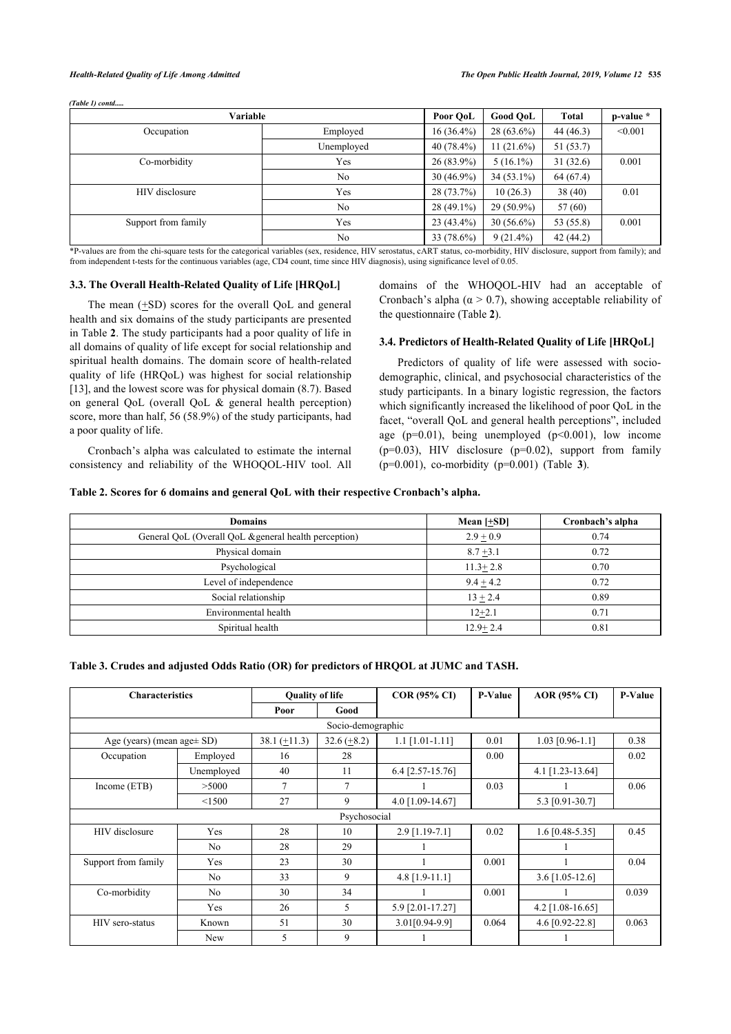*(Table 1) contd.....*

| Variable | | Poor QoL | Good QoL | Total | p-value * |
|---|---|---|---|---|---|
| Occupation | Employed | 16 (36.4%) | 28 (63.6%) | 44 (46.3) | <0.001 |
| | Unemployed | 40 (78.4%) | 11 (21.6%) | 51 (53.7) | |
| Co-morbidity | Yes | 26 (83.9%) | 5 (16.1%) | 31 (32.6) | 0.001 |
| | No | 30 (46.9%) | 34 (53.1%) | 64 (67.4) | |
| HIV disclosure | Yes | 28 (73.7%) | 10 (26.3) | 38 (40) | 0.01 |
| | No | 28 (49.1%) | 29 (50.9%) | 57 (60) | |
| Support from family | Yes | 23 (43.4%) | 30 (56.6%) | 53 (55.8) | 0.001 |
| | No | 33 (78.6%) | 9 (21.4%) | 42 (44.2) | |

*P-values are from the chi-square tests for the categorical variables (sex, residence, HIV serostatus, cART status, co-morbidity, HIV disclosure, support from family); and from independent t-tests for the continuous variables (age, CD4 count, time since HIV diagnosis), using significance level of 0.05.

### 3.3. The Overall Health-Related Quality of Life [HRQoL]

The mean (+SD) scores for the overall QoL and general health and six domains of the study participants are presented in Table **2**. The study participants had a poor quality of life in all domains of quality of life except for social relationship and spiritual health domains. The domain score of health-related quality of life (HRQoL) was highest for social relationship [13], and the lowest score was for physical domain (8.7). Based on general QoL (overall QoL & general health perception) score, more than half, 56 (58.9%) of the study participants, had a poor quality of life.

Cronbach's alpha was calculated to estimate the internal consistency and reliability of the WHOQOL-HIV tool. All domains of the WHOQOL-HIV had an acceptable of Cronbach's alpha ($\alpha > 0.7$), showing acceptable reliability of the questionnaire (Table **2**).

### 3.4. Predictors of Health-Related Quality of Life [HRQoL]

Predictors of quality of life were assessed with socio-demographic, clinical, and psychosocial characteristics of the study participants. In a binary logistic regression, the factors which significantly increased the likelihood of poor QoL in the facet, "overall QoL and general health perceptions", included age (p=0.01), being unemployed (p<0.001), low income (p=0.03), HIV disclosure (p=0.02), support from family (p=0.001), co-morbidity (p=0.001) (Table **3**).

**Table 2. Scores for 6 domains and general QoL with their respective Cronbach's alpha.**

| Domains | Mean [+SD] | Cronbach's alpha |
|---|---|---|
| General QoL (Overall QoL &general health perception) | 2.9 + 0.9 | 0.74 |
| Physical domain | 8.7 +3.1 | 0.72 |
| Psychological | 11.3+ 2.8 | 0.70 |
| Level of independence | 9.4 + 4.2 | 0.72 |
| Social relationship | 13 + 2.4 | 0.89 |
| Environmental health | 12+2.1 | 0.71 |
| Spiritual health | 12.9+ 2.4 | 0.81 |

**Table 3. Crudes and adjusted Odds Ratio (OR) for predictors of HRQOL at JUMC and TASH.**

| Characteristics | | Quality of life | | COR (95% CI) | P-Value | AOR (95% CI) | P-Value |
|---|---|---|---|---|---|---|---|
| | | Poor | Good | | | | |
| Socio-demographic | | | | | | | |
| Age (years) (mean age± SD) | | 38.1 (+11.3) | 32.6 (+8.2) | 1.1 [1.01-1.11] | 0.01 | 1.03 [0.96-1.1] | 0.38 |
| Occupation | Employed | 16 | 28 | | 0.00 | | 0.02 |
| | Unemployed | 40 | 11 | 6.4 [2.57-15.76] | | 4.1 [1.23-13.64] | |
| Income (ETB) | >5000 | 7 | 7 | 1 | 0.03 | 1 | 0.06 |
| | <1500 | 27 | 9 | 4.0 [1.09-14.67] | | 5.3 [0.91-30.7] | |
| Psychosocial | | | | | | | |
| HIV disclosure | Yes | 28 | 10 | 2.9 [1.19-7.1] | 0.02 | 1.6 [0.48-5.35] | 0.45 |
| | No | 28 | 29 | 1 | | 1 | |
| Support from family | Yes | 23 | 30 | 1 | 0.001 | 1 | 0.04 |
| | No | 33 | 9 | 4.8 [1.9-11.1] | | 3.6 [1.05-12.6] | |
| Co-morbidity | No | 30 | 34 | 1 | 0.001 | 1 | 0.039 |
| | Yes | 26 | 5 | 5.9 [2.01-17.27] | | 4.2 [1.08-16.65] | |
| HIV sero-status | Known | 51 | 30 | 3.01[0.94-9.9] | 0.064 | 4.6 [0.92-22.8] | 0.063 |
| | New | 5 | 9 | 1 | | 1 | |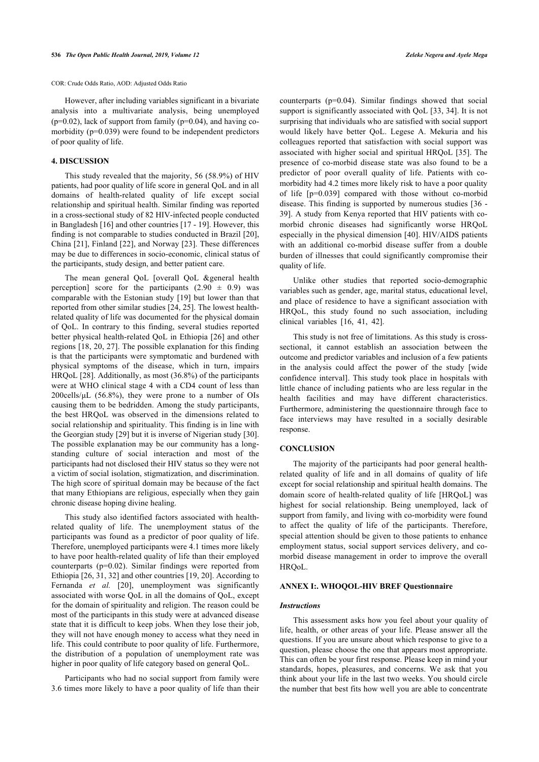COR: Crude Odds Ratio, AOD: Adjusted Odds Ratio

However, after including variables significant in a bivariate analysis into a multivariate analysis, being unemployed (p=0.02), lack of support from family (p=0.04), and having co-morbidity (p=0.039) were found to be independent predictors of poor quality of life.

## 4. DISCUSSION

This study revealed that the majority, 56 (58.9%) of HIV patients, had poor quality of life score in general QoL and in all domains of health-related quality of life except social relationship and spiritual health. Similar finding was reported in a cross-sectional study of 82 HIV-infected people conducted in Bangladesh [16] and other countries [17 - 19]. However, this finding is not comparable to studies conducted in Brazil [20], China [21], Finland [22], and Norway [23]. These differences may be due to differences in socio-economic, clinical status of the participants, study design, and better patient care.

The mean general QoL [overall QoL &general health perception] score for the participants (2.90 ± 0.9) was comparable with the Estonian study [19] but lower than that reported from other similar studies [24, 25]. The lowest health-related quality of life was documented for the physical domain of QoL. In contrary to this finding, several studies reported better physical health-related QoL in Ethiopia [26] and other regions [18, 20, 27]. The possible explanation for this finding is that the participants were symptomatic and burdened with physical symptoms of the disease, which in turn, impairs HRQoL [28]. Additionally, as most (36.8%) of the participants were at WHO clinical stage 4 with a CD4 count of less than 200cells/μL (56.8%), they were prone to a number of OIs causing them to be bedridden. Among the study participants, the best HRQoL was observed in the dimensions related to social relationship and spirituality. This finding is in line with the Georgian study [29] but it is inverse of Nigerian study [30]. The possible explanation may be our community has a long-standing culture of social interaction and most of the participants had not disclosed their HIV status so they were not a victim of social isolation, stigmatization, and discrimination. The high score of spiritual domain may be because of the fact that many Ethiopians are religious, especially when they gain chronic disease hoping divine healing.

This study also identified factors associated with health-related quality of life. The unemployment status of the participants was found as a predictor of poor quality of life. Therefore, unemployed participants were 4.1 times more likely to have poor health-related quality of life than their employed counterparts (p=0.02). Similar findings were reported from Ethiopia [26, 31, 32] and other countries [19, 20]. According to Fernanda *et al.* [20], unemployment was significantly associated with worse QoL in all the domains of QoL, except for the domain of spirituality and religion. The reason could be most of the participants in this study were at advanced disease state that it is difficult to keep jobs. When they lose their job, they will not have enough money to access what they need in life. This could contribute to poor quality of life. Furthermore, the distribution of a population of unemployment rate was higher in poor quality of life category based on general QoL.

Participants who had no social support from family were 3.6 times more likely to have a poor quality of life than their counterparts (p=0.04). Similar findings showed that social support is significantly associated with QoL [33, 34]. It is not surprising that individuals who are satisfied with social support would likely have better QoL. Legese A. Mekuria and his colleagues reported that satisfaction with social support was associated with higher social and spiritual HRQoL [35]. The presence of co-morbid disease state was also found to be a predictor of poor overall quality of life. Patients with co-morbidity had 4.2 times more likely risk to have a poor quality of life [p=0.039] compared with those without co-morbid disease. This finding is supported by numerous studies [36 - 39]. A study from Kenya reported that HIV patients with co-morbid chronic diseases had significantly worse HRQoL especially in the physical dimension [40]. HIV/AIDS patients with an additional co-morbid disease suffer from a double burden of illnesses that could significantly compromise their quality of life.

Unlike other studies that reported socio-demographic variables such as gender, age, marital status, educational level, and place of residence to have a significant association with HRQoL, this study found no such association, including clinical variables [16, 41, 42].

This study is not free of limitations. As this study is cross-sectional, it cannot establish an association between the outcome and predictor variables and inclusion of a few patients in the analysis could affect the power of the study [wide confidence interval]. This study took place in hospitals with little chance of including patients who are less regular in the health facilities and may have different characteristics. Furthermore, administering the questionnaire through face to face interviews may have resulted in a socially desirable response.

## CONCLUSION

The majority of the participants had poor general health-related quality of life and in all domains of quality of life except for social relationship and spiritual health domains. The domain score of health-related quality of life [HRQoL] was highest for social relationship. Being unemployed, lack of support from family, and living with co-morbidity were found to affect the quality of life of the participants. Therefore, special attention should be given to those patients to enhance employment status, social support services delivery, and co-morbid disease management in order to improve the overall HRQoL.

## ANNEX I:. WHOQOL-HIV BREF Questionnaire

### *Instructions*

This assessment asks how you feel about your quality of life, health, or other areas of your life. Please answer all the questions. If you are unsure about which response to give to a question, please choose the one that appears most appropriate. This can often be your first response. Please keep in mind your standards, hopes, pleasures, and concerns. We ask that you think about your life in the last two weeks. You should circle the number that best fits how well you are able to concentrate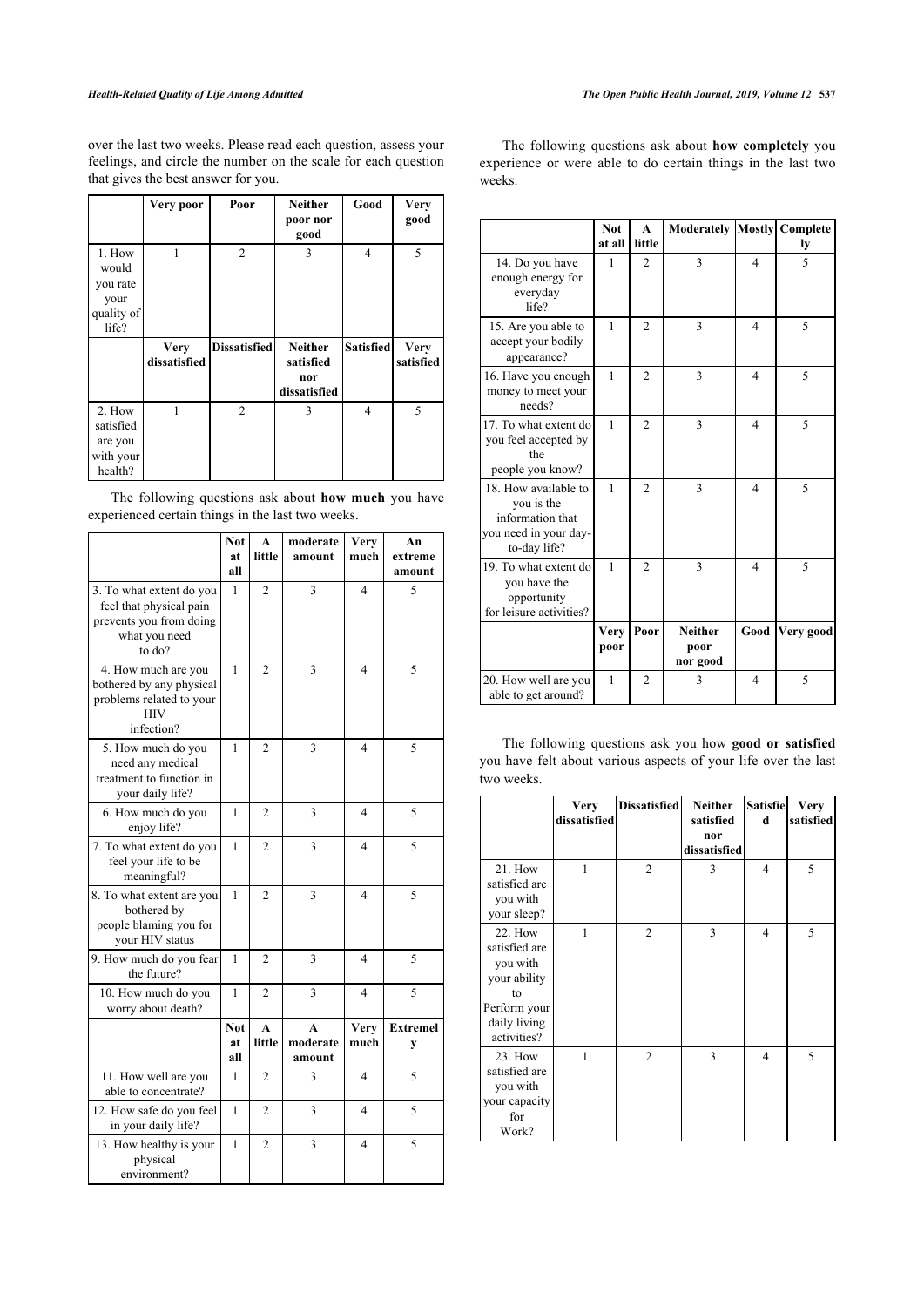over the last two weeks. Please read each question, assess your feelings, and circle the number on the scale for each question that gives the best answer for you.

| | Very poor | Poor | Neither poor nor good | Good | Very good |
|---|---|---|---|---|---|
| 1. How would you rate your quality of life? | 1 | 2 | 3 | 4 | 5 |
| | **Very dissatisfied** | **Dissatisfied** | **Neither satisfied nor dissatisfied** | **Satisfied** | **Very satisfied** |
| 2. How satisfied are you with your health? | 1 | 2 | 3 | 4 | 5 |

The following questions ask about **how much** you have experienced certain things in the last two weeks.

| | Not at all | A little | moderate amount | Very much | An extreme amount |
|---|---|---|---|---|---|
| 3. To what extent do you feel that physical pain prevents you from doing what you need to do? | 1 | 2 | 3 | 4 | 5 |
| 4. How much are you bothered by any physical problems related to your HIV infection? | 1 | 2 | 3 | 4 | 5 |
| 5. How much do you need any medical treatment to function in your daily life? | 1 | 2 | 3 | 4 | 5 |
| 6. How much do you enjoy life? | 1 | 2 | 3 | 4 | 5 |
| 7. To what extent do you feel your life to be meaningful? | 1 | 2 | 3 | 4 | 5 |
| 8. To what extent are you bothered by people blaming you for your HIV status | 1 | 2 | 3 | 4 | 5 |
| 9. How much do you fear the future? | 1 | 2 | 3 | 4 | 5 |
| 10. How much do you worry about death? | 1 | 2 | 3 | 4 | 5 |
| | **Not at all** | **A little** | **A moderate amount** | **Very much** | **Extremely** |
| 11. How well are you able to concentrate? | 1 | 2 | 3 | 4 | 5 |
| 12. How safe do you feel in your daily life? | 1 | 2 | 3 | 4 | 5 |
| 13. How healthy is your physical environment? | 1 | 2 | 3 | 4 | 5 |

The following questions ask about **how completely** you experience or were able to do certain things in the last two weeks.

| | Not at all | A little | Moderately | Mostly | Completely |
|---|---|---|---|---|---|
| 14. Do you have enough energy for everyday life? | 1 | 2 | 3 | 4 | 5 |
| 15. Are you able to accept your bodily appearance? | 1 | 2 | 3 | 4 | 5 |
| 16. Have you enough money to meet your needs? | 1 | 2 | 3 | 4 | 5 |
| 17. To what extent do you feel accepted by the people you know? | 1 | 2 | 3 | 4 | 5 |
| 18. How available to you is the information that you need in your day-to-day life? | 1 | 2 | 3 | 4 | 5 |
| 19. To what extent do you have the opportunity for leisure activities? | 1 | 2 | 3 | 4 | 5 |
| | **Very poor** | **Poor** | **Neither poor nor good** | **Good** | **Very good** |
| 20. How well are you able to get around? | 1 | 2 | 3 | 4 | 5 |

The following questions ask you how **good or satisfied** you have felt about various aspects of your life over the last two weeks.

| | Very dissatisfied | Dissatisfied | Neither satisfied nor dissatisfied | Satisfied | Very satisfied |
|---|---|---|---|---|---|
| 21. How satisfied are you with your sleep? | 1 | 2 | 3 | 4 | 5 |
| 22. How satisfied are you with your ability to Perform your daily living activities? | 1 | 2 | 3 | 4 | 5 |
| 23. How satisfied are you with your capacity for Work? | 1 | 2 | 3 | 4 | 5 |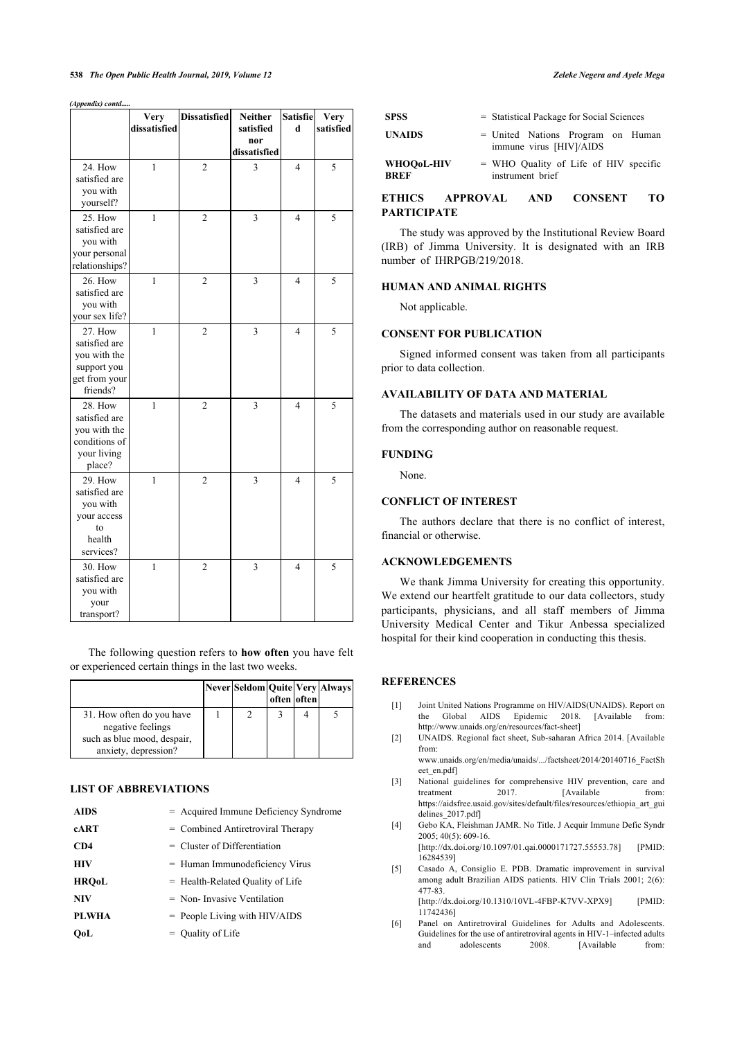*(Appendix) contd.....*

| | Very dissatisfied | Dissatisfied | Neither satisfied nor dissatisfied | Satisfied | Very satisfied |
|---|---|---|---|---|---|
| 24. How satisfied are you with yourself? | 1 | 2 | 3 | 4 | 5 |
| 25. How satisfied are you with your personal relationships? | 1 | 2 | 3 | 4 | 5 |
| 26. How satisfied are you with your sex life? | 1 | 2 | 3 | 4 | 5 |
| 27. How satisfied are you with the support you get from your friends? | 1 | 2 | 3 | 4 | 5 |
| 28. How satisfied are you with the conditions of your living place? | 1 | 2 | 3 | 4 | 5 |
| 29. How satisfied are you with your access to health services? | 1 | 2 | 3 | 4 | 5 |
| 30. How satisfied are you with your transport? | 1 | 2 | 3 | 4 | 5 |

The following question refers to **how often** you have felt or experienced certain things in the last two weeks.

| | Never | Seldom | Quite often | Very often | Always |
|---|---|---|---|---|---|
| 31. How often do you have negative feelings such as blue mood, despair, anxiety, depression? | 1 | 2 | 3 | 4 | 5 |

## LIST OF ABBREVIATIONS

| | |
|---|---|
| **AIDS** | = Acquired Immune Deficiency Syndrome |
| **cART** | = Combined Antiretroviral Therapy |
| **CD4** | = Cluster of Differentiation |
| **HIV** | = Human Immunodeficiency Virus |
| **HRQoL** | = Health-Related Quality of Life |
| **NIV** | = Non- Invasive Ventilation |
| **PLWHA** | = People Living with HIV/AIDS |
| **QoL** | = Quality of Life |
| **SPSS** | = Statistical Package for Social Sciences |
| **UNAIDS** | = United Nations Program on Human immune virus [HIV]/AIDS |
| **WHOQoL-HIV BREF** | = WHO Quality of Life of HIV specific instrument brief |

## ETHICS APPROVAL AND CONSENT TO PARTICIPATE

The study was approved by the Institutional Review Board (IRB) of Jimma University. It is designated with an IRB number of IHRPGB/219/2018.

## HUMAN AND ANIMAL RIGHTS

Not applicable.

## CONSENT FOR PUBLICATION

Signed informed consent was taken from all participants prior to data collection.

## AVAILABILITY OF DATA AND MATERIAL

The datasets and materials used in our study are available from the corresponding author on reasonable request.

## FUNDING

None.

## CONFLICT OF INTEREST

The authors declare that there is no conflict of interest, financial or otherwise.

## ACKNOWLEDGEMENTS

We thank Jimma University for creating this opportunity. We extend our heartfelt gratitude to our data collectors, study participants, physicians, and all staff members of Jimma University Medical Center and Tikur Anbessa specialized hospital for their kind cooperation in conducting this thesis.

## REFERENCES

[1] Joint United Nations Programme on HIV/AIDS(UNAIDS). Report on the Global AIDS Epidemic 2018. [Available from: http://www.unaids.org/en/resources/fact-sheet]

[2] UNAIDS. Regional fact sheet, Sub-saharan Africa 2014. [Available from: www.unaids.org/en/media/unaids/.../factsheet/2014/20140716_FactSheet_en.pdf]

[3] National guidelines for comprehensive HIV prevention, care and treatment 2017. [Available from: https://aidsfree.usaid.gov/sites/default/files/resources/ethiopia_art_guidelines_2017.pdf]

[4] Gebo KA, Fleishman JAMR. No Title. J Acquir Immune Defic Syndr 2005; 40(5): 609-16. [http://dx.doi.org/10.1097/01.qai.0000171727.55553.78] [PMID: 16284539]

[5] Casado A, Consiglio E. PDB. Dramatic improvement in survival among adult Brazilian AIDS patients. HIV Clin Trials 2001; 2(6): 477-83. [http://dx.doi.org/10.1310/10VL-4FBP-K7VV-XPX9] [PMID: 11742436]

[6] Panel on Antiretroviral Guidelines for Adults and Adolescents. Guidelines for the use of antiretroviral agents in HIV-1–infected adults and adolescents 2008. [Available from: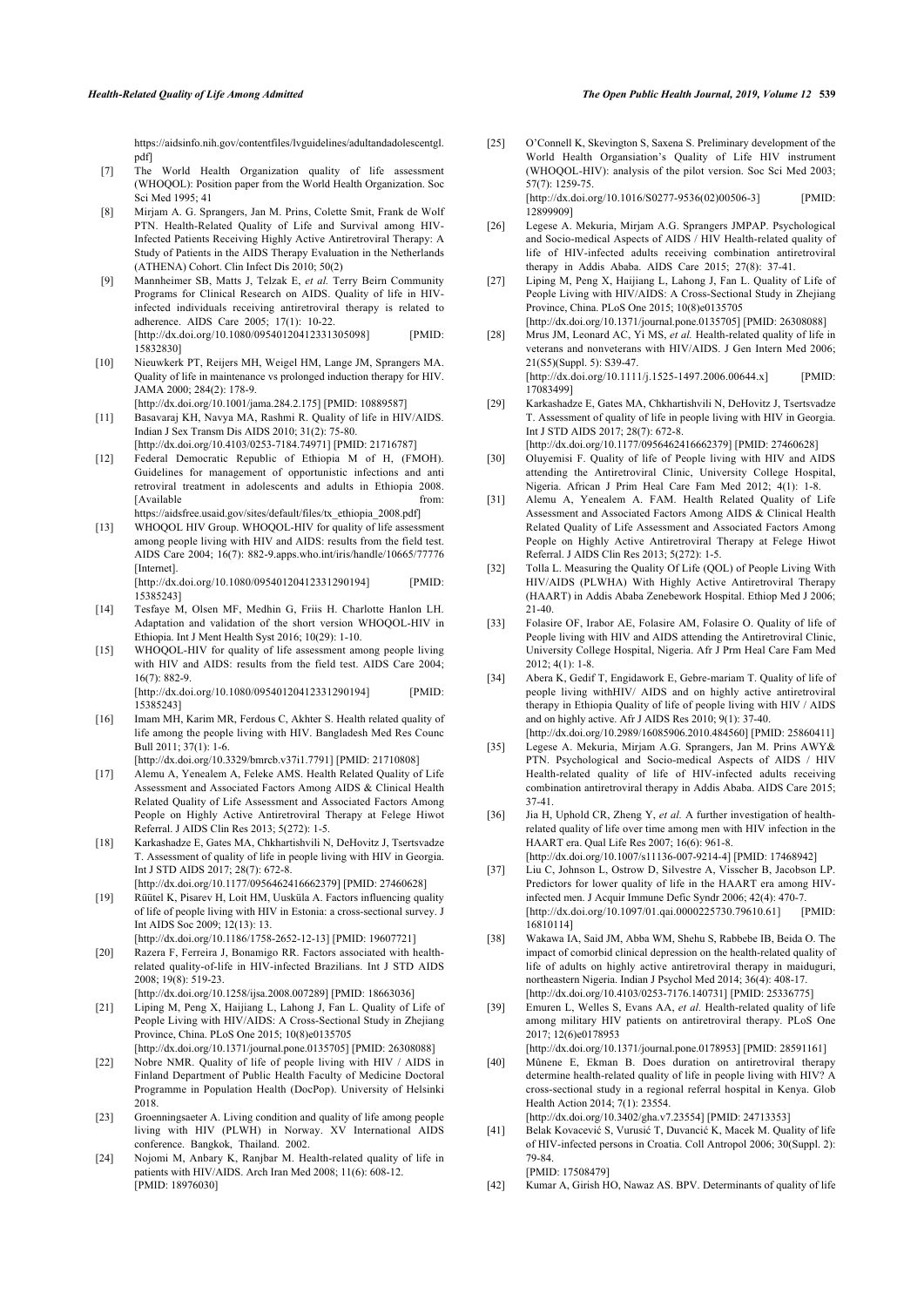https://aidsinfo.nih.gov/contentfiles/lvguidelines/adultandadolescentgl.pdf]

[7] The World Health Organization quality of life assessment (WHOQOL): Position paper from the World Health Organization. Soc Sci Med 1995; 41

[8] Mirjam A. G. Sprangers, Jan M. Prins, Colette Smit, Frank de Wolf PTN. Health-Related Quality of Life and Survival among HIV-Infected Patients Receiving Highly Active Antiretroviral Therapy: A Study of Patients in the AIDS Therapy Evaluation in the Netherlands (ATHENA) Cohort. Clin Infect Dis 2010; 50(2)

[9] Mannheimer SB, Matts J, Telzak E, *et al.* Terry Beirn Community Programs for Clinical Research on AIDS. Quality of life in HIV-infected individuals receiving antiretroviral therapy is related to adherence. AIDS Care 2005; 17(1): 10-22. [http://dx.doi.org/10.1080/09540120412331305098] [PMID: 15832830]

[10] Nieuwkerk PT, Reijers MH, Weigel HM, Lange JM, Sprangers MA. Quality of life in maintenance vs prolonged induction therapy for HIV. JAMA 2000; 284(2): 178-9. [http://dx.doi.org/10.1001/jama.284.2.175] [PMID: 10889587]

[11] Basavaraj KH, Navya MA, Rashmi R. Quality of life in HIV/AIDS. Indian J Sex Transm Dis AIDS 2010; 31(2): 75-80. [http://dx.doi.org/10.4103/0253-7184.74971] [PMID: 21716787]

[12] Federal Democratic Republic of Ethiopia M of H, (FMOH). Guidelines for management of opportunistic infections and anti retroviral treatment in adolescents and adults in Ethiopia 2008. [Available from: https://aidsfree.usaid.gov/sites/default/files/tx_ethiopia_2008.pdf]

[13] WHOQOL HIV Group. WHOQOL-HIV for quality of life assessment among people living with HIV and AIDS: results from the field test. AIDS Care 2004; 16(7): 882-9.apps.who.int/iris/handle/10665/77776 [Internet]. [http://dx.doi.org/10.1080/09540120412331290194] [PMID: 15385243]

[14] Tesfaye M, Olsen MF, Medhin G, Friis H. Charlotte Hanlon LH. Adaptation and validation of the short version WHOQOL-HIV in Ethiopia. Int J Ment Health Syst 2016; 10(29): 1-10.

[15] WHOQOL-HIV for quality of life assessment among people living with HIV and AIDS: results from the field test. AIDS Care 2004; 16(7): 882-9. [http://dx.doi.org/10.1080/09540120412331290194] [PMID: 15385243]

[16] Imam MH, Karim MR, Ferdous C, Akhter S. Health related quality of life among the people living with HIV. Bangladesh Med Res Counc Bull 2011; 37(1): 1-6. [http://dx.doi.org/10.3329/bmrcb.v37i1.7791] [PMID: 21710808]

[17] Alemu A, Yenealem A, Feleke AMS. Health Related Quality of Life Assessment and Associated Factors Among AIDS & Clinical Health Related Quality of Life Assessment and Associated Factors Among People on Highly Active Antiretroviral Therapy at Felege Hiwot Referral. J AIDS Clin Res 2013; 5(272): 1-5.

[18] Karkashadze E, Gates MA, Chkhartishvili N, DeHovitz J, Tsertsvadze T. Assessment of quality of life in people living with HIV in Georgia. Int J STD AIDS 2017; 28(7): 672-8. [http://dx.doi.org/10.1177/0956462416662379] [PMID: 27460628]

[19] Rüütel K, Pisarev H, Loit HM, Uusküla A. Factors influencing quality of life of people living with HIV in Estonia: a cross-sectional survey. J Int AIDS Soc 2009; 12(13): 13. [http://dx.doi.org/10.1186/1758-2652-12-13] [PMID: 19607721]

[20] Razera F, Ferreira J, Bonamigo RR. Factors associated with health-related quality-of-life in HIV-infected Brazilians. Int J STD AIDS 2008; 19(8): 519-23. [http://dx.doi.org/10.1258/ijsa.2008.007289] [PMID: 18663036]

[21] Liping M, Peng X, Haijiang L, Lahong J, Fan L. Quality of Life of People Living with HIV/AIDS: A Cross-Sectional Study in Zhejiang Province, China. PLoS One 2015; 10(8)e0135705 [http://dx.doi.org/10.1371/journal.pone.0135705] [PMID: 26308088]

[22] Nobre NMR. Quality of life of people living with HIV / AIDS in Finland Department of Public Health Faculty of Medicine Doctoral Programme in Population Health (DocPop). University of Helsinki 2018.

[23] Groenningsaeter A. Living condition and quality of life among people living with HIV (PLWH) in Norway. XV International AIDS conference. Bangkok, Thailand. 2002.

[24] Nojomi M, Anbary K, Ranjbar M. Health-related quality of life in patients with HIV/AIDS. Arch Iran Med 2008; 11(6): 608-12. [PMID: 18976030]

[25] O'Connell K, Skevington S, Saxena S. Preliminary development of the World Health Organsiation's Quality of Life HIV instrument (WHOQOL-HIV): analysis of the pilot version. Soc Sci Med 2003; 57(7): 1259-75. [http://dx.doi.org/10.1016/S0277-9536(02)00506-3] [PMID: 12899909]

[26] Legese A. Mekuria, Mirjam A.G. Sprangers JMPAP. Psychological and Socio-medical Aspects of AIDS / HIV Health-related quality of life of HIV-infected adults receiving combination antiretroviral therapy in Addis Ababa. AIDS Care 2015; 27(8): 37-41.

[27] Liping M, Peng X, Haijiang L, Lahong J, Fan L. Quality of Life of People Living with HIV/AIDS: A Cross-Sectional Study in Zhejiang Province, China. PLoS One 2015; 10(8)e0135705 [http://dx.doi.org/10.1371/journal.pone.0135705] [PMID: 26308088]

[28] Mrus JM, Leonard AC, Yi MS, *et al.* Health-related quality of life in veterans and nonveterans with HIV/AIDS. J Gen Intern Med 2006; 21(S5)(Suppl. 5): S39-47. [http://dx.doi.org/10.1111/j.1525-1497.2006.00644.x] [PMID: 17083499]

[29] Karkashadze E, Gates MA, Chkhartishvili N, DeHovitz J, Tsertsvadze T. Assessment of quality of life in people living with HIV in Georgia. Int J STD AIDS 2017; 28(7): 672-8. [http://dx.doi.org/10.1177/0956462416662379] [PMID: 27460628]

[30] Oluyemisi F. Quality of life of People living with HIV and AIDS attending the Antiretroviral Clinic, University College Hospital, Nigeria. African J Prim Heal Care Fam Med 2012; 4(1): 1-8.

[31] Alemu A, Yenealem A. FAM. Health Related Quality of Life Assessment and Associated Factors Among AIDS & Clinical Health Related Quality of Life Assessment and Associated Factors Among People on Highly Active Antiretroviral Therapy at Felege Hiwot Referral. J AIDS Clin Res 2013; 5(272): 1-5.

[32] Tolla L. Measuring the Quality Of Life (QOL) of People Living With HIV/AIDS (PLWHA) With Highly Active Antiretroviral Therapy (HAART) in Addis Ababa Zenebework Hospital. Ethiop Med J 2006; 21-40.

[33] Folasire OF, Irabor AE, Folasire AM, Folasire O. Quality of life of People living with HIV and AIDS attending the Antiretroviral Clinic, University College Hospital, Nigeria. Afr J Prm Heal Care Fam Med 2012; 4(1): 1-8.

[34] Abera K, Gedif T, Engidawork E, Gebre-mariam T. Quality of life of people living withHIV/ AIDS and on highly active antiretroviral therapy in Ethiopia Quality of life of people living with HIV / AIDS and on highly active. Afr J AIDS Res 2010; 9(1): 37-40. [http://dx.doi.org/10.2989/16085906.2010.484560] [PMID: 25860411]

[35] Legese A. Mekuria, Mirjam A.G. Sprangers, Jan M. Prins AWY& PTN. Psychological and Socio-medical Aspects of AIDS / HIV Health-related quality of life of HIV-infected adults receiving combination antiretroviral therapy in Addis Ababa. AIDS Care 2015; 37-41.

[36] Jia H, Uphold CR, Zheng Y, *et al.* A further investigation of health-related quality of life over time among men with HIV infection in the HAART era. Qual Life Res 2007; 16(6): 961-8. [http://dx.doi.org/10.1007/s11136-007-9214-4] [PMID: 17468942]

[37] Liu C, Johnson L, Ostrow D, Silvestre A, Visscher B, Jacobson LP. Predictors for lower quality of life in the HAART era among HIV-infected men. J Acquir Immune Defic Syndr 2006; 42(4): 470-7. [http://dx.doi.org/10.1097/01.qai.0000225730.79610.61] [PMID: 16810114]

[38] Wakawa IA, Said JM, Abba WM, Shehu S, Rabbebe IB, Beida O. The impact of comorbid clinical depression on the health-related quality of life of adults on highly active antiretroviral therapy in maiduguri, northeastern Nigeria. Indian J Psychol Med 2014; 36(4): 408-17. [http://dx.doi.org/10.4103/0253-7176.140731] [PMID: 25336775]

[39] Emuren L, Welles S, Evans AA, *et al.* Health-related quality of life among military HIV patients on antiretroviral therapy. PLoS One 2017; 12(6)e0178953 [http://dx.doi.org/10.1371/journal.pone.0178953] [PMID: 28591161]

[40] Mûnene E, Ekman B. Does duration on antiretroviral therapy determine health-related quality of life in people living with HIV? A cross-sectional study in a regional referral hospital in Kenya. Glob Health Action 2014; 7(1): 23554. [http://dx.doi.org/10.3402/gha.v7.23554] [PMID: 24713353]

[41] Belak Kovacević S, Vurusić T, Duvancić K, Macek M. Quality of life of HIV-infected persons in Croatia. Coll Antropol 2006; 30(Suppl. 2): 79-84. [PMID: 17508479]

[42] Kumar A, Girish HO, Nawaz AS. BPV. Determinants of quality of life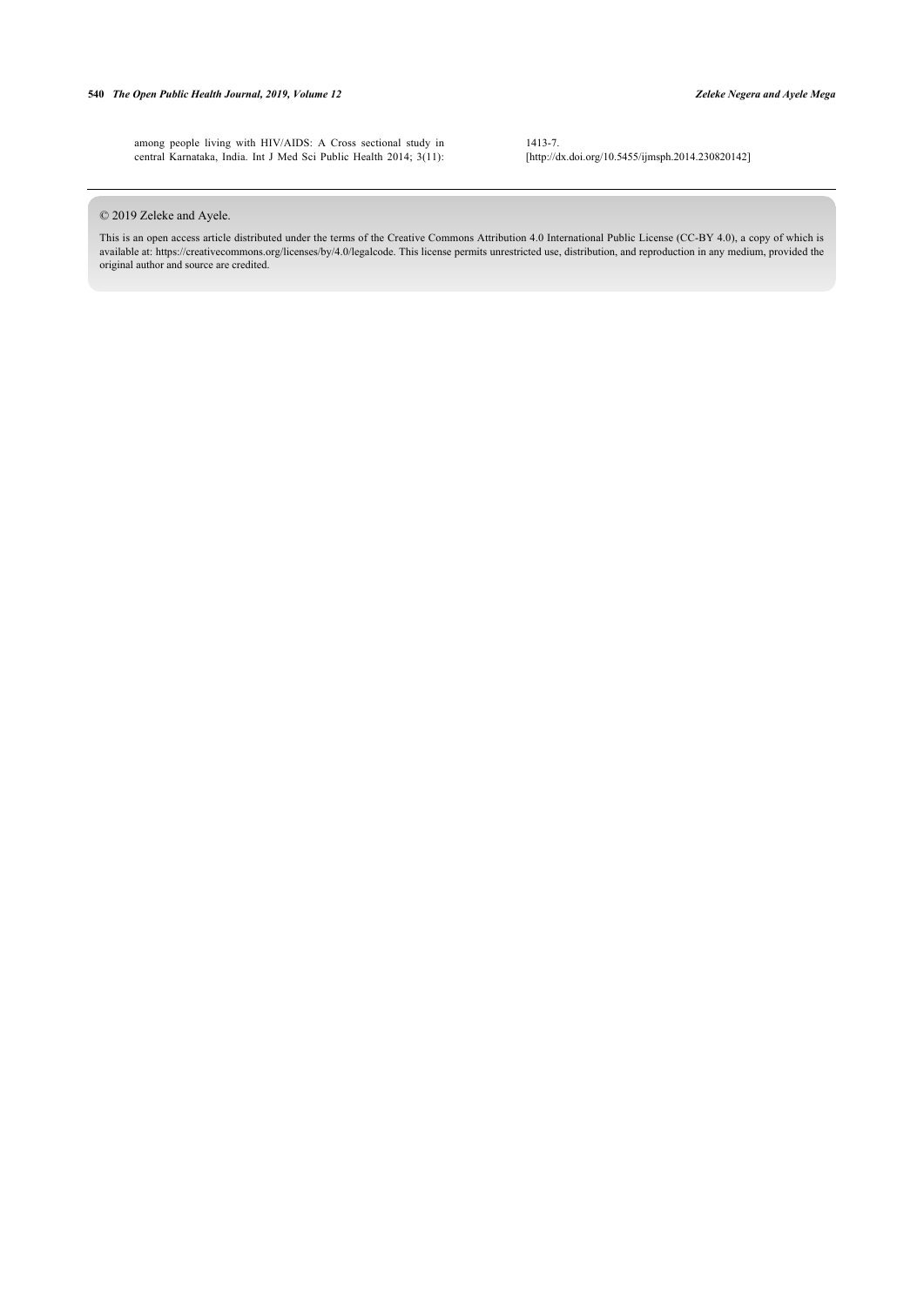among people living with HIV/AIDS: A Cross sectional study in central Karnataka, India. Int J Med Sci Public Health 2014; 3(11): 1413-7.
[http://dx.doi.org/10.5455/ijmsph.2014.230820142]

© 2019 Zeleke and Ayele.

This is an open access article distributed under the terms of the Creative Commons Attribution 4.0 International Public License (CC-BY 4.0), a copy of which is available at: https://creativecommons.org/licenses/by/4.0/legalcode. This license permits unrestricted use, distribution, and reproduction in any medium, provided the original author and source are credited.